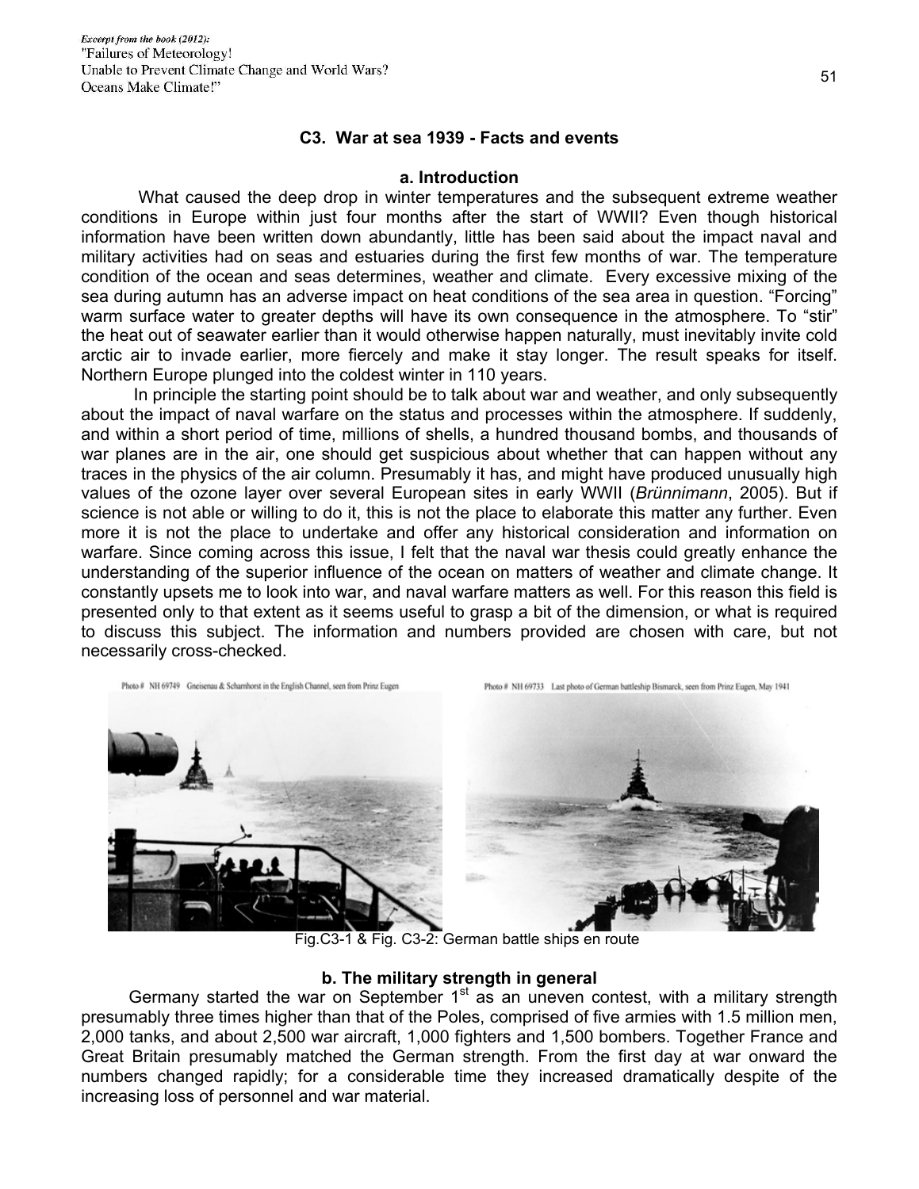## C3. War at sea 1939 - Facts and events

### a. Introduction

What caused the deep drop in winter temperatures and the subsequent extreme weather conditions in Europe within just four months after the start of WWII? Even though historical information have been written down abundantly, little has been said about the impact naval and military activities had on seas and estuaries during the first few months of war. The temperature condition of the ocean and seas determines, weather and climate. Every excessive mixing of the sea during autumn has an adverse impact on heat conditions of the sea area in question. "Forcing" warm surface water to greater depths will have its own consequence in the atmosphere. To "stir" the heat out of seawater earlier than it would otherwise happen naturally, must inevitably invite cold arctic air to invade earlier, more fiercely and make it stay longer. The result speaks for itself. Northern Europe plunged into the coldest winter in 110 years.

In principle the starting point should be to talk about war and weather, and only subsequently about the impact of naval warfare on the status and processes within the atmosphere. If suddenly, and within a short period of time, millions of shells, a hundred thousand bombs, and thousands of war planes are in the air, one should get suspicious about whether that can happen without any traces in the physics of the air column. Presumably it has, and might have produced unusually high values of the ozone layer over several European sites in early WWII (*Brünnimann*, 2005). But if science is not able or willing to do it, this is not the place to elaborate this matter any further. Even more it is not the place to undertake and offer any historical consideration and information on warfare. Since coming across this issue, I felt that the naval war thesis could greatly enhance the understanding of the superior influence of the ocean on matters of weather and climate change. It constantly upsets me to look into war, and naval warfare matters as well. For this reason this field is presented only to that extent as it seems useful to grasp a bit of the dimension, or what is required to discuss this subject. The information and numbers provided are chosen with care, but not necessarily cross-checked.

Photo # NH 69749 Gneisenau & Scharnhorst in the English Channel, seen from Prinz Eugen

Photo # NH 69733 Last photo of German battleship Bismarck, seen from Prinz Eugen, May 1941

Fig.C3-1 & Fig. C3-2: German battle ships en route

### b. The military strength in general

Germany started the war on September 1st as an uneven contest, with a military strength presumably three times higher than that of the Poles, comprised of five armies with 1.5 million men, 2,000 tanks, and about 2,500 war aircraft, 1,000 fighters and 1,500 bombers. Together France and Great Britain presumably matched the German strength. From the first day at war onward the numbers changed rapidly; for a considerable time they increased dramatically despite of the increasing loss of personnel and war material.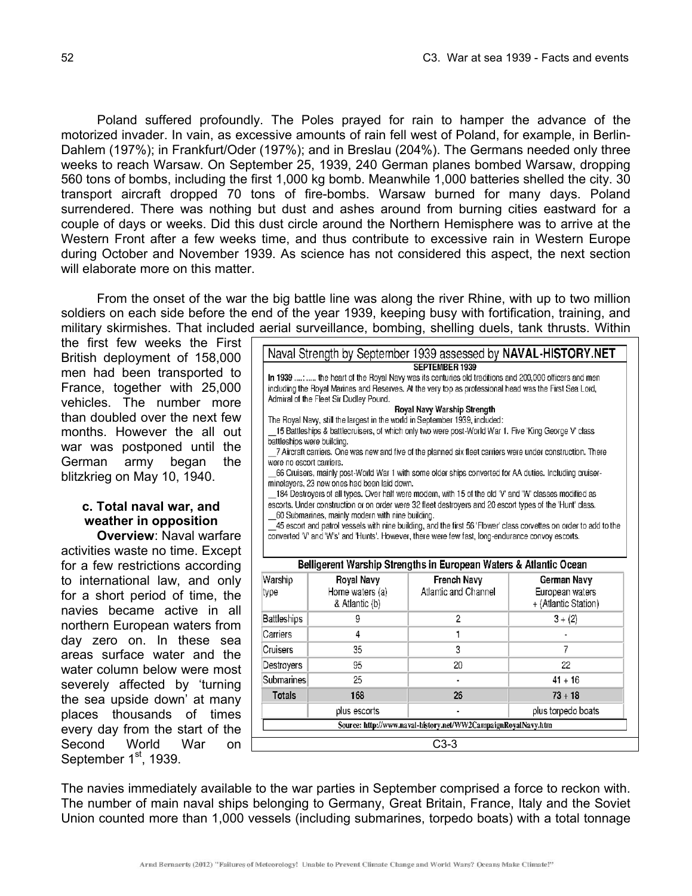Poland suffered profoundly. The Poles prayed for rain to hamper the advance of the motorized invader. In vain, as excessive amounts of rain fell west of Poland, for example, in Berlin-Dahlem (197%); in Frankfurt/Oder (197%); and in Breslau (204%). The Germans needed only three weeks to reach Warsaw. On September 25, 1939, 240 German planes bombed Warsaw, dropping 560 tons of bombs, including the first 1,000 kg bomb. Meanwhile 1,000 batteries shelled the city. 30 transport aircraft dropped 70 tons of fire-bombs. Warsaw burned for many days. Poland surrendered. There was nothing but dust and ashes around from burning cities eastward for a couple of days or weeks. Did this dust circle around the Northern Hemisphere was to arrive at the Western Front after a few weeks time, and thus contribute to excessive rain in Western Europe during October and November 1939. As science has not considered this aspect, the next section will elaborate more on this matter.

From the onset of the war the big battle line was along the river Rhine, with up to two million soldiers on each side before the end of the year 1939, keeping busy with fortification, training, and military skirmishes. That included aerial surveillance, bombing, shelling duels, tank thrusts. Within the first few weeks the First British deployment of 158,000 men had been transported to France, together with 25,000 vehicles. The number more than doubled over the next few months. However the all out war was postponed until the German army began the blitzkrieg on May 10, 1940.

### c. Total naval war, and weather in opposition

**Overview**: Naval warfare activities waste no time. Except for a few restrictions according to international law, and only for a short period of time, the navies became active in all northern European waters from day zero on. In these sea areas surface water and the water column below were most severely affected by 'turning the sea upside down' at many places thousands of times every day from the start of the Second World War on September 1[st], 1939.

**Naval Strength by September 1939 assessed by NAVAL-HISTORY.NET**

**SEPTEMBER 1939**

**In 1939** ....: ..... the heart of the Royal Navy was its centuries old traditions and 200,000 officers and men including the Royal Marines and Reserves. At the very top as professional head was the First Sea Lord, Admiral of the Fleet Sir Dudley Pound.

**Royal Navy Warship Strength**

The Royal Navy, still the largest in the world in September 1939, included:

__15 Battleships & battlecruisers, of which only two were post-World War 1. Five 'King George V' class battleships were building.

__7 Aircraft carriers. One was new and five of the planned six fleet carriers were under construction. There were no escort carriers.

__66 Cruisers, mainly post-World War 1 with some older ships converted for AA duties. Including cruiser-minelayers, 23 new ones had been laid down.

__184 Destroyers of all types. Over half were modern, with 15 of the old 'V' and 'W' classes modified as escorts. Under construction or on order were 32 fleet destroyers and 20 escort types of the 'Hunt' class.

__60 Submarines, mainly modern with nine building.

__45 escort and patrol vessels with nine building, and the first 56 'Flower' class corvettes on order to add to the converted 'V' and 'W's' and 'Hunts'. However, there were few fast, long-endurance convoy escorts.

**Belligerent Warship Strengths in European Waters & Atlantic Ocean**

| Warship type | Royal Navy Home waters (a) & Atlantic (b) | French Navy Atlantic and Channel | German Navy European waters + (Atlantic Station) |
|---|---|---|---|
| Battleships | 9 | 2 | 3 + (2) |
| Carriers | 4 | 1 | - |
| Cruisers | 35 | 3 | 7 |
| Destroyers | 95 | 20 | 22 |
| Submarines | 25 | - | 41 + 16 |
| **Totals** | **168** | **26** | **73 + 18** |
| | plus escorts | - | plus torpedo boats |

Source: http://www.naval-history.net/WW2CampaignRoyalNavy.htm

C3-3

The navies immediately available to the war parties in September comprised a force to reckon with. The number of main naval ships belonging to Germany, Great Britain, France, Italy and the Soviet Union counted more than 1,000 vessels (including submarines, torpedo boats) with a total tonnage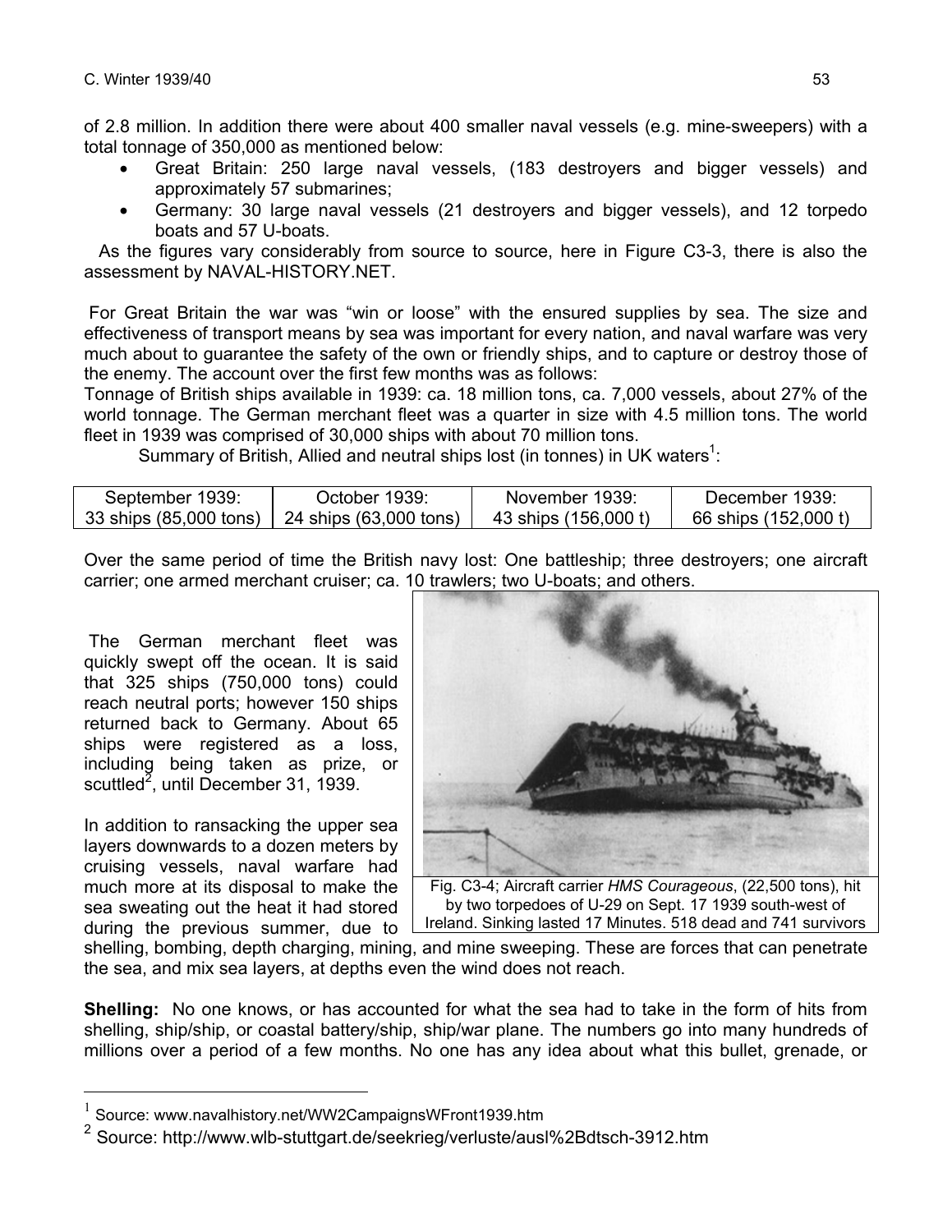of 2.8 million. In addition there were about 400 smaller naval vessels (e.g. mine-sweepers) with a total tonnage of 350,000 as mentioned below:

- Great Britain: 250 large naval vessels, (183 destroyers and bigger vessels) and approximately 57 submarines;
- Germany: 30 large naval vessels (21 destroyers and bigger vessels), and 12 torpedo boats and 57 U-boats.

As the figures vary considerably from source to source, here in Figure C3-3, there is also the assessment by NAVAL-HISTORY.NET.

For Great Britain the war was "win or loose" with the ensured supplies by sea. The size and effectiveness of transport means by sea was important for every nation, and naval warfare was very much about to guarantee the safety of the own or friendly ships, and to capture or destroy those of the enemy. The account over the first few months was as follows:

Tonnage of British ships available in 1939: ca. 18 million tons, ca. 7,000 vessels, about 27% of the world tonnage. The German merchant fleet was a quarter in size with 4.5 million tons. The world fleet in 1939 was comprised of 30,000 ships with about 70 million tons.

Summary of British, Allied and neutral ships lost (in tonnes) in UK waters[1]:

| September 1939: | October 1939: | November 1939: | December 1939: |
|---|---|---|---|
| 33 ships (85,000 tons) | 24 ships (63,000 tons) | 43 ships (156,000 t) | 66 ships (152,000 t) |

Over the same period of time the British navy lost: One battleship; three destroyers; one aircraft carrier; one armed merchant cruiser; ca. 10 trawlers; two U-boats; and others.

The German merchant fleet was quickly swept off the ocean. It is said that 325 ships (750,000 tons) could reach neutral ports; however 150 ships returned back to Germany. About 65 ships were registered as a loss, including being taken as prize, or scuttled[2], until December 31, 1939.

Fig. C3-4; Aircraft carrier *HMS Courageous*, (22,500 tons), hit by two torpedoes of U-29 on Sept. 17 1939 south-west of Ireland. Sinking lasted 17 Minutes. 518 dead and 741 survivors

In addition to ransacking the upper sea layers downwards to a dozen meters by cruising vessels, naval warfare had much more at its disposal to make the sea sweating out the heat it had stored during the previous summer, due to shelling, bombing, depth charging, mining, and mine sweeping. These are forces that can penetrate the sea, and mix sea layers, at depths even the wind does not reach.

**Shelling:** No one knows, or has accounted for what the sea had to take in the form of hits from shelling, ship/ship, or coastal battery/ship, ship/war plane. The numbers go into many hundreds of millions over a period of a few months. No one has any idea about what this bullet, grenade, or

---

[1] Source: www.navalhistory.net/WW2CampaignsWFront1939.htm

[2] Source: http://www.wlb-stuttgart.de/seekrieg/verluste/ausl%2Bdtsch-3912.htm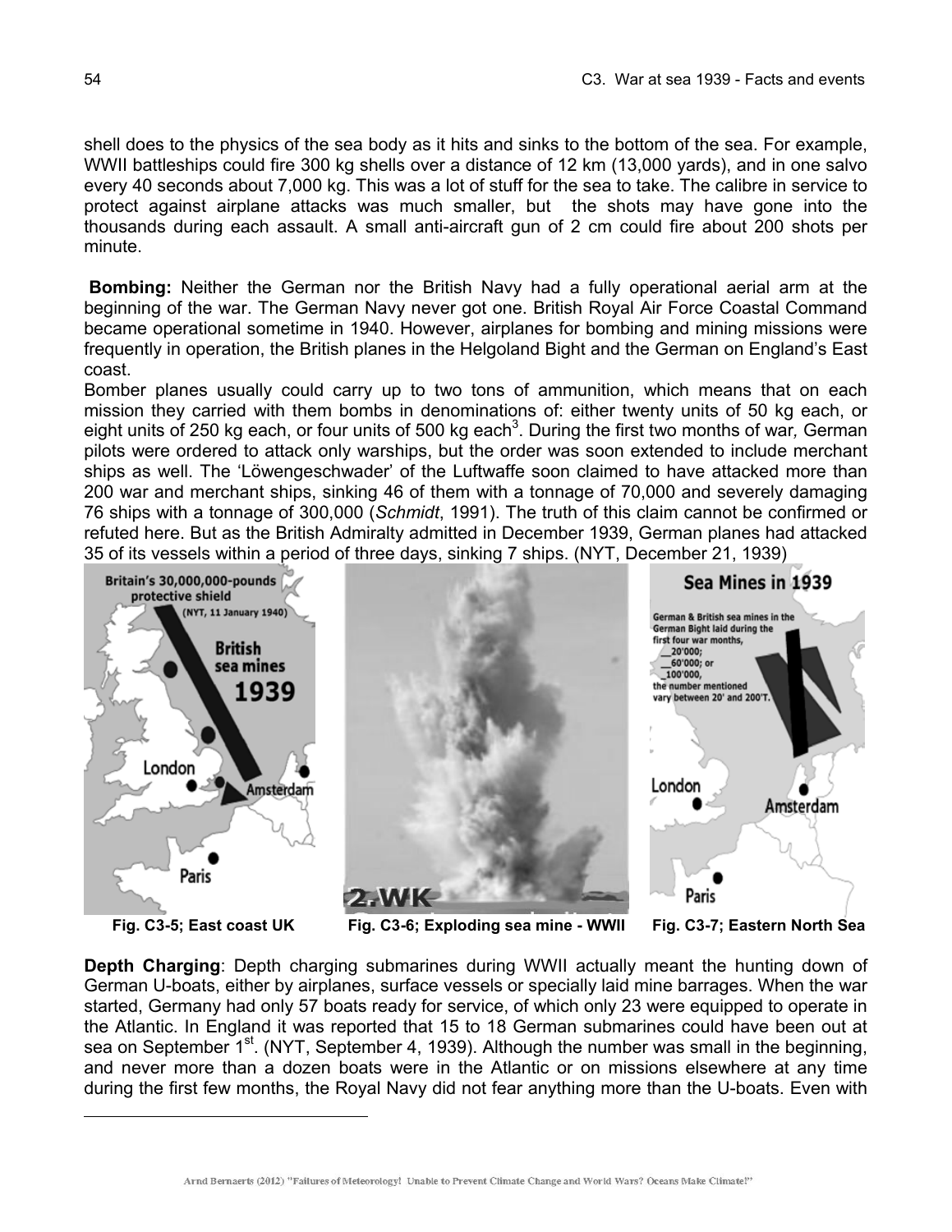shell does to the physics of the sea body as it hits and sinks to the bottom of the sea. For example, WWII battleships could fire 300 kg shells over a distance of 12 km (13,000 yards), and in one salvo every 40 seconds about 7,000 kg. This was a lot of stuff for the sea to take. The calibre in service to protect against airplane attacks was much smaller, but the shots may have gone into the thousands during each assault. A small anti-aircraft gun of 2 cm could fire about 200 shots per minute.

**Bombing:** Neither the German nor the British Navy had a fully operational aerial arm at the beginning of the war. The German Navy never got one. British Royal Air Force Coastal Command became operational sometime in 1940. However, airplanes for bombing and mining missions were frequently in operation, the British planes in the Helgoland Bight and the German on England's East coast.

Bomber planes usually could carry up to two tons of ammunition, which means that on each mission they carried with them bombs in denominations of: either twenty units of 50 kg each, or eight units of 250 kg each, or four units of 500 kg each[3]. During the first two months of war, German pilots were ordered to attack only warships, but the order was soon extended to include merchant ships as well. The 'Löwengeschwader' of the Luftwaffe soon claimed to have attacked more than 200 war and merchant ships, sinking 46 of them with a tonnage of 70,000 and severely damaging 76 ships with a tonnage of 300,000 (*Schmidt*, 1991). The truth of this claim cannot be confirmed or refuted here. But as the British Admiralty admitted in December 1939, German planes had attacked 35 of its vessels within a period of three days, sinking 7 ships. (NYT, December 21, 1939)

**Fig. C3-5; East coast UK** **Fig. C3-6; Exploding sea mine - WWII** **Fig. C3-7; Eastern North Sea**

**Depth Charging**: Depth charging submarines during WWII actually meant the hunting down of German U-boats, either by airplanes, surface vessels or specially laid mine barrages. When the war started, Germany had only 57 boats ready for service, of which only 23 were equipped to operate in the Atlantic. In England it was reported that 15 to 18 German submarines could have been out at sea on September 1st. (NYT, September 4, 1939). Although the number was small in the beginning, and never more than a dozen boats were in the Atlantic or on missions elsewhere at any time during the first few months, the Royal Navy did not fear anything more than the U-boats. Even with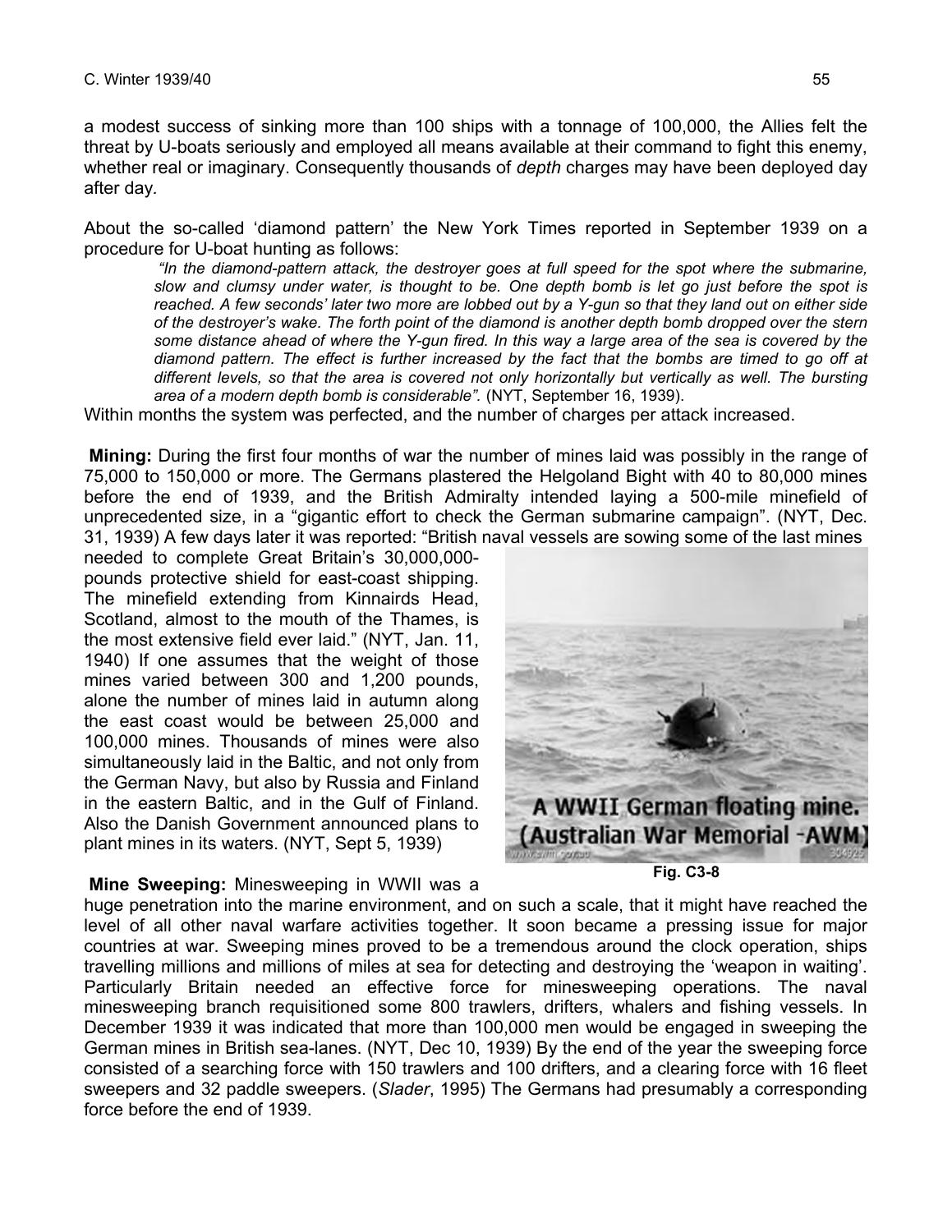a modest success of sinking more than 100 ships with a tonnage of 100,000, the Allies felt the threat by U-boats seriously and employed all means available at their command to fight this enemy, whether real or imaginary. Consequently thousands of *depth* charges may have been deployed day after day.

About the so-called 'diamond pattern' the New York Times reported in September 1939 on a procedure for U-boat hunting as follows:

> *"In the diamond-pattern attack, the destroyer goes at full speed for the spot where the submarine, slow and clumsy under water, is thought to be. One depth bomb is let go just before the spot is reached. A few seconds' later two more are lobbed out by a Y-gun so that they land out on either side of the destroyer's wake. The forth point of the diamond is another depth bomb dropped over the stern some distance ahead of where the Y-gun fired. In this way a large area of the sea is covered by the diamond pattern. The effect is further increased by the fact that the bombs are timed to go off at different levels, so that the area is covered not only horizontally but vertically as well. The bursting area of a modern depth bomb is considerable".* (NYT, September 16, 1939).

Within months the system was perfected, and the number of charges per attack increased.

**Mining:** During the first four months of war the number of mines laid was possibly in the range of 75,000 to 150,000 or more. The Germans plastered the Helgoland Bight with 40 to 80,000 mines before the end of 1939, and the British Admiralty intended laying a 500-mile minefield of unprecedented size, in a "gigantic effort to check the German submarine campaign". (NYT, Dec. 31, 1939) A few days later it was reported: "British naval vessels are sowing some of the last mines needed to complete Great Britain's 30,000,000-pounds protective shield for east-coast shipping. The minefield extending from Kinnairds Head, Scotland, almost to the mouth of the Thames, is the most extensive field ever laid." (NYT, Jan. 11, 1940) If one assumes that the weight of those mines varied between 300 and 1,200 pounds, alone the number of mines laid in autumn along the east coast would be between 25,000 and 100,000 mines. Thousands of mines were also simultaneously laid in the Baltic, and not only from the German Navy, but also by Russia and Finland in the eastern Baltic, and in the Gulf of Finland. Also the Danish Government announced plans to plant mines in its waters. (NYT, Sept 5, 1939)

A WWII German floating mine. (Australian War Memorial -AWM)

Fig. C3-8

**Mine Sweeping:** Minesweeping in WWII was a huge penetration into the marine environment, and on such a scale, that it might have reached the level of all other naval warfare activities together. It soon became a pressing issue for major countries at war. Sweeping mines proved to be a tremendous around the clock operation, ships travelling millions and millions of miles at sea for detecting and destroying the 'weapon in waiting'. Particularly Britain needed an effective force for minesweeping operations. The naval minesweeping branch requisitioned some 800 trawlers, drifters, whalers and fishing vessels. In December 1939 it was indicated that more than 100,000 men would be engaged in sweeping the German mines in British sea-lanes. (NYT, Dec 10, 1939) By the end of the year the sweeping force consisted of a searching force with 150 trawlers and 100 drifters, and a clearing force with 16 fleet sweepers and 32 paddle sweepers. (*Slader*, 1995) The Germans had presumably a corresponding force before the end of 1939.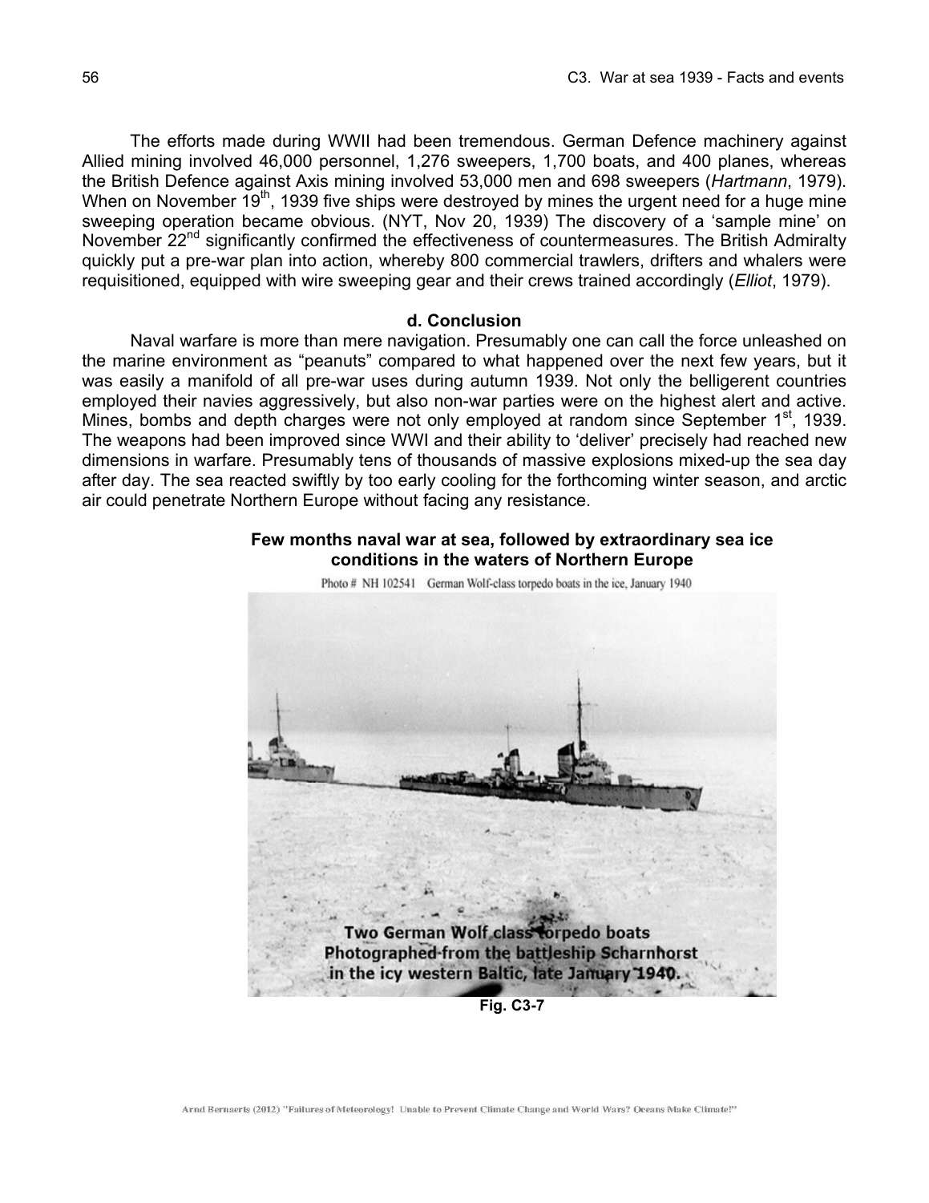The efforts made during WWII had been tremendous. German Defence machinery against Allied mining involved 46,000 personnel, 1,276 sweepers, 1,700 boats, and 400 planes, whereas the British Defence against Axis mining involved 53,000 men and 698 sweepers (*Hartmann*, 1979). When on November 19th, 1939 five ships were destroyed by mines the urgent need for a huge mine sweeping operation became obvious. (NYT, Nov 20, 1939) The discovery of a 'sample mine' on November 22nd significantly confirmed the effectiveness of countermeasures. The British Admiralty quickly put a pre-war plan into action, whereby 800 commercial trawlers, drifters and whalers were requisitioned, equipped with wire sweeping gear and their crews trained accordingly (*Elliot*, 1979).

### d. Conclusion

Naval warfare is more than mere navigation. Presumably one can call the force unleashed on the marine environment as "peanuts" compared to what happened over the next few years, but it was easily a manifold of all pre-war uses during autumn 1939. Not only the belligerent countries employed their navies aggressively, but also non-war parties were on the highest alert and active. Mines, bombs and depth charges were not only employed at random since September 1st, 1939. The weapons had been improved since WWI and their ability to 'deliver' precisely had reached new dimensions in warfare. Presumably tens of thousands of massive explosions mixed-up the sea day after day. The sea reacted swiftly by too early cooling for the forthcoming winter season, and arctic air could penetrate Northern Europe without facing any resistance.

**Few months naval war at sea, followed by extraordinary sea ice conditions in the waters of Northern Europe**

Photo # NH 102541 German Wolf-class torpedo boats in the ice, January 1940

Two German Wolf class torpedo boats Photographed from the battleship Scharnhorst in the icy western Baltic, late January 1940.

**Fig. C3-7**